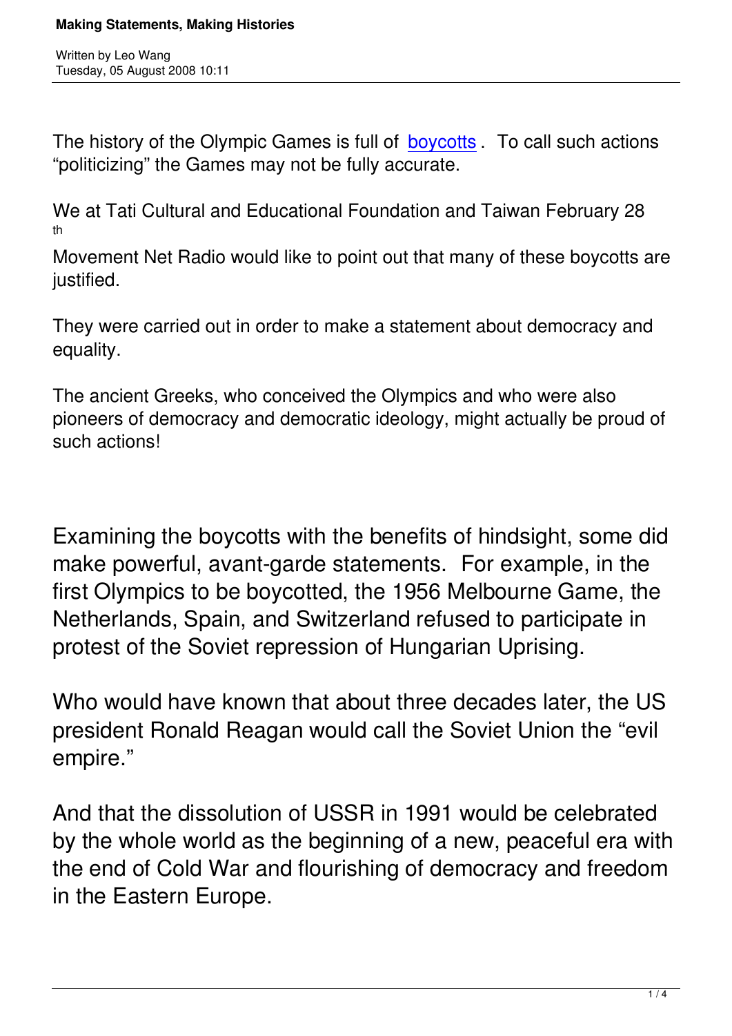The history of the Olympic Games is full of boycotts. To call such actions "politicizing" the Games may not be fully accurate.

We at Tati Cultural and Educational Foundation and Taiwan February 28th Movement Net Radio would like to point out that many of these boycotts are justified.

They were carried out in order to make a statement about democracy and equality.

The ancient Greeks, who conceived the Olympics and who were also pioneers of democracy and democratic ideology, might actually be proud of such actions!

Examining the boycotts with the benefits of hindsight, some did make powerful, avant-garde statements. For example, in the first Olympics to be boycotted, the 1956 Melbourne Game, the Netherlands, Spain, and Switzerland refused to participate in protest of the Soviet repression of Hungarian Uprising.

Who would have known that about three decades later, the US president Ronald Reagan would call the Soviet Union the "evil empire."

And that the dissolution of USSR in 1991 would be celebrated by the whole world as the beginning of a new, peaceful era with the end of Cold War and flourishing of democracy and freedom in the Eastern Europe.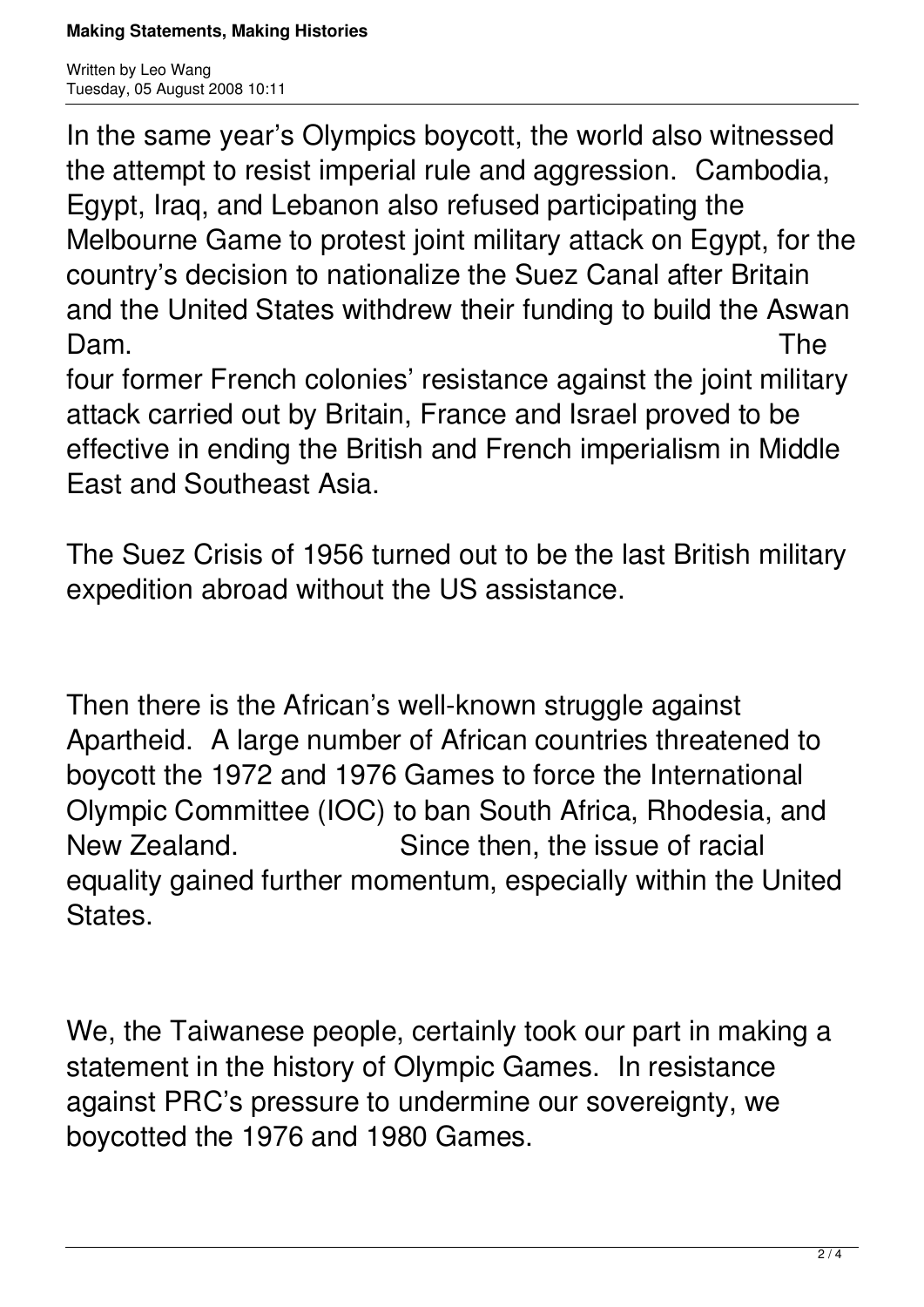In the same year's Olympics boycott, the world also witnessed the attempt to resist imperial rule and aggression. Cambodia, Egypt, Iraq, and Lebanon also refused participating the Melbourne Game to protest joint military attack on Egypt, for the country's decision to nationalize the Suez Canal after Britain and the United States withdrew their funding to build the Aswan Dam. The four former French colonies' resistance against the joint military attack carried out by Britain, France and Israel proved to be effective in ending the British and French imperialism in Middle East and Southeast Asia.

The Suez Crisis of 1956 turned out to be the last British military expedition abroad without the US assistance.

Then there is the African's well-known struggle against Apartheid. A large number of African countries threatened to boycott the 1972 and 1976 Games to force the International Olympic Committee (IOC) to ban South Africa, Rhodesia, and New Zealand. Since then, the issue of racial equality gained further momentum, especially within the United States.

We, the Taiwanese people, certainly took our part in making a statement in the history of Olympic Games. In resistance against PRC's pressure to undermine our sovereignty, we boycotted the 1976 and 1980 Games.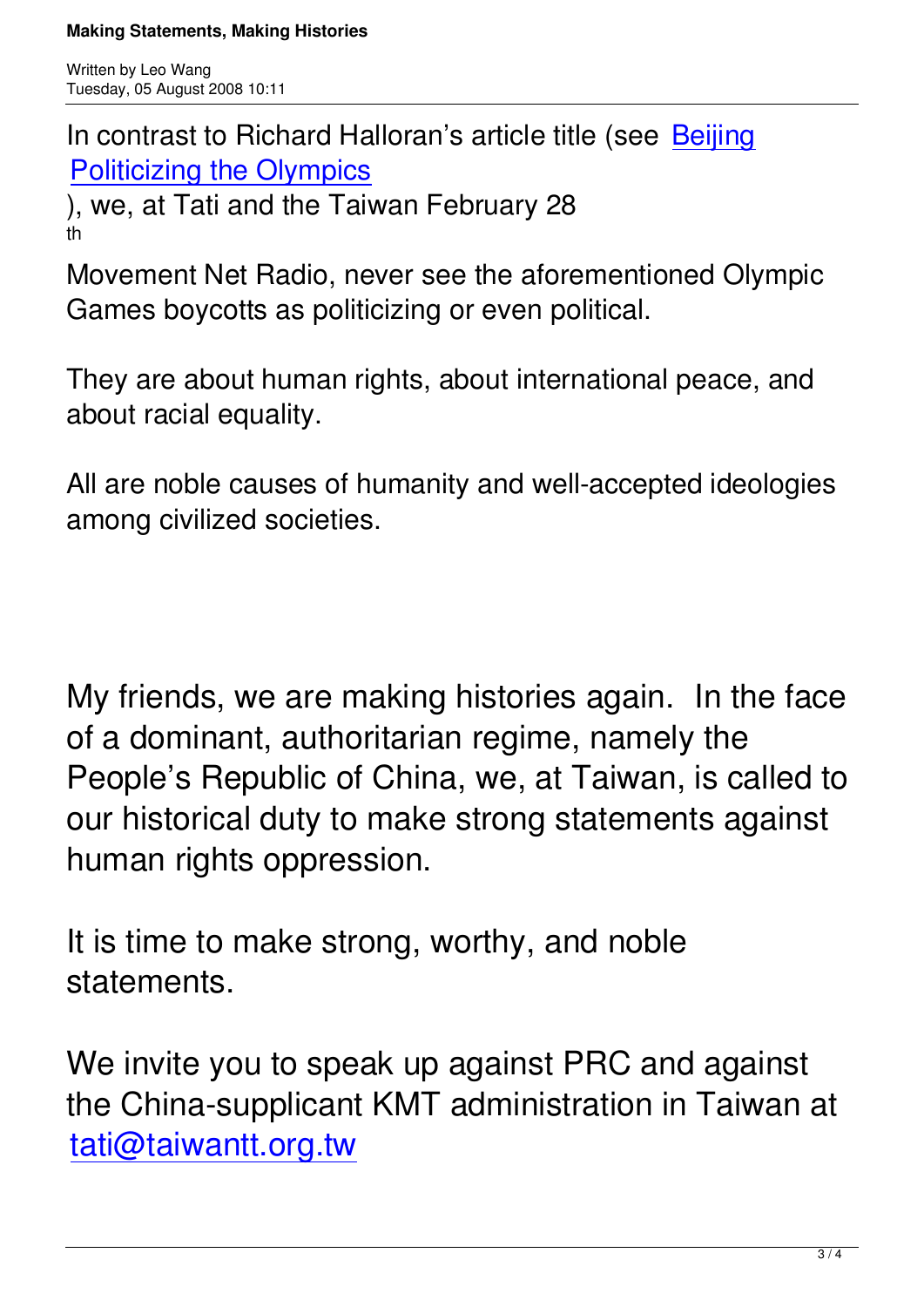In contrast to Richard Halloran's article title (see [Beijing Politicizing the Olympics]), we, at Tati and the Taiwan February 28th Movement Net Radio, never see the aforementioned Olympic Games boycotts as politicizing or even political.

They are about human rights, about international peace, and about racial equality.

All are noble causes of humanity and well-accepted ideologies among civilized societies.

My friends, we are making histories again. In the face of a dominant, authoritarian regime, namely the People's Republic of China, we, at Taiwan, is called to our historical duty to make strong statements against human rights oppression.

It is time to make strong, worthy, and noble statements.

We invite you to speak up against PRC and against the China-supplicant KMT administration in Taiwan at tati@taiwantt.org.tw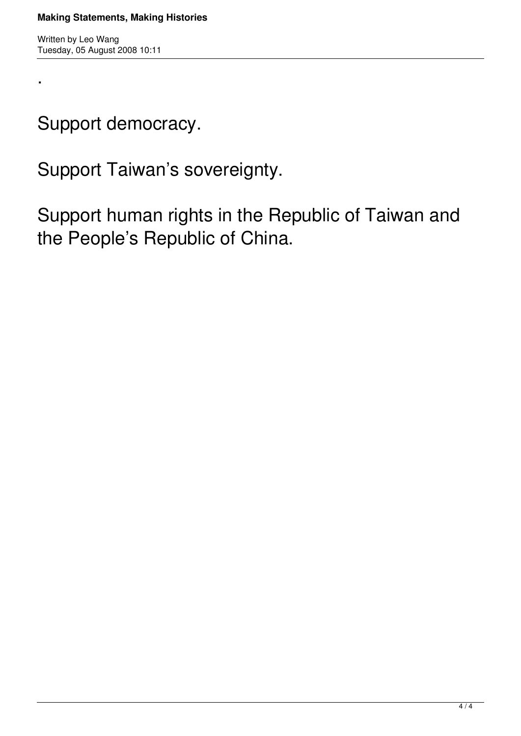.

Support democracy.

Support Taiwan’s sovereignty.

Support human rights in the Republic of Taiwan and the People’s Republic of China.